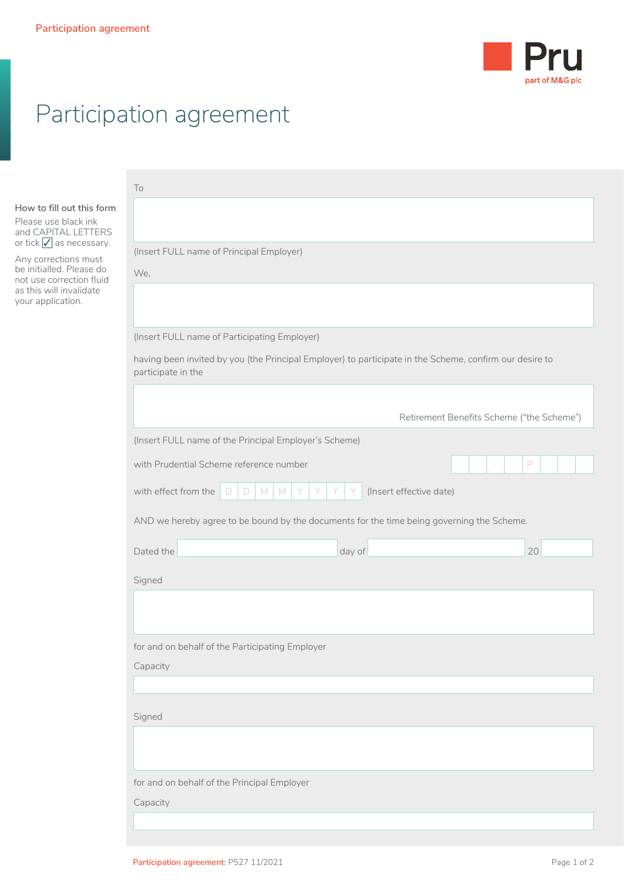# Participation agreement

**How to fill out this form**

Please use black ink and CAPITAL LETTERS or tick ✓ as necessary.

Any corrections must be initialled. Please do not use correction fluid as this will invalidate your application.

To

\_\_\_\_\_\_\_\_\_\_\_\_\_\_\_\_\_\_\_\_\_\_\_\_\_\_\_\_\_\_\_\_\_\_\_\_\_\_\_\_

(Insert FULL name of Principal Employer)

We,

\_\_\_\_\_\_\_\_\_\_\_\_\_\_\_\_\_\_\_\_\_\_\_\_\_\_\_\_\_\_\_\_\_\_\_\_\_\_\_\_

(Insert FULL name of Participating Employer)

having been invited by you (the Principal Employer) to participate in the Scheme, confirm our desire to participate in the

\_\_\_\_\_\_\_\_\_\_\_\_\_\_\_\_\_\_\_\_\_\_\_\_\_\_\_\_\_\_\_\_\_\_\_\_\_\_\_\_ Retirement Benefits Scheme ("the Scheme")

(Insert FULL name of the Principal Employer's Scheme)

with Prudential Scheme reference number \_ \_ \_ \_ P \_ \_ \_

with effect from the D D M M Y Y Y Y (Insert effective date)

AND we hereby agree to be bound by the documents for the time being governing the Scheme.

Dated the \_\_\_\_\_\_\_\_\_\_ day of \_\_\_\_\_\_\_\_\_\_ 20 \_\_\_\_

Signed

\_\_\_\_\_\_\_\_\_\_\_\_\_\_\_\_\_\_\_\_\_\_\_\_\_\_\_\_\_\_\_\_\_\_\_\_\_\_\_\_

for and on behalf of the Participating Employer

Capacity

\_\_\_\_\_\_\_\_\_\_\_\_\_\_\_\_\_\_\_\_\_\_\_\_\_\_\_\_\_\_\_\_\_\_\_\_\_\_\_\_

Signed

\_\_\_\_\_\_\_\_\_\_\_\_\_\_\_\_\_\_\_\_\_\_\_\_\_\_\_\_\_\_\_\_\_\_\_\_\_\_\_\_

for and on behalf of the Principal Employer

Capacity

\_\_\_\_\_\_\_\_\_\_\_\_\_\_\_\_\_\_\_\_\_\_\_\_\_\_\_\_\_\_\_\_\_\_\_\_\_\_\_\_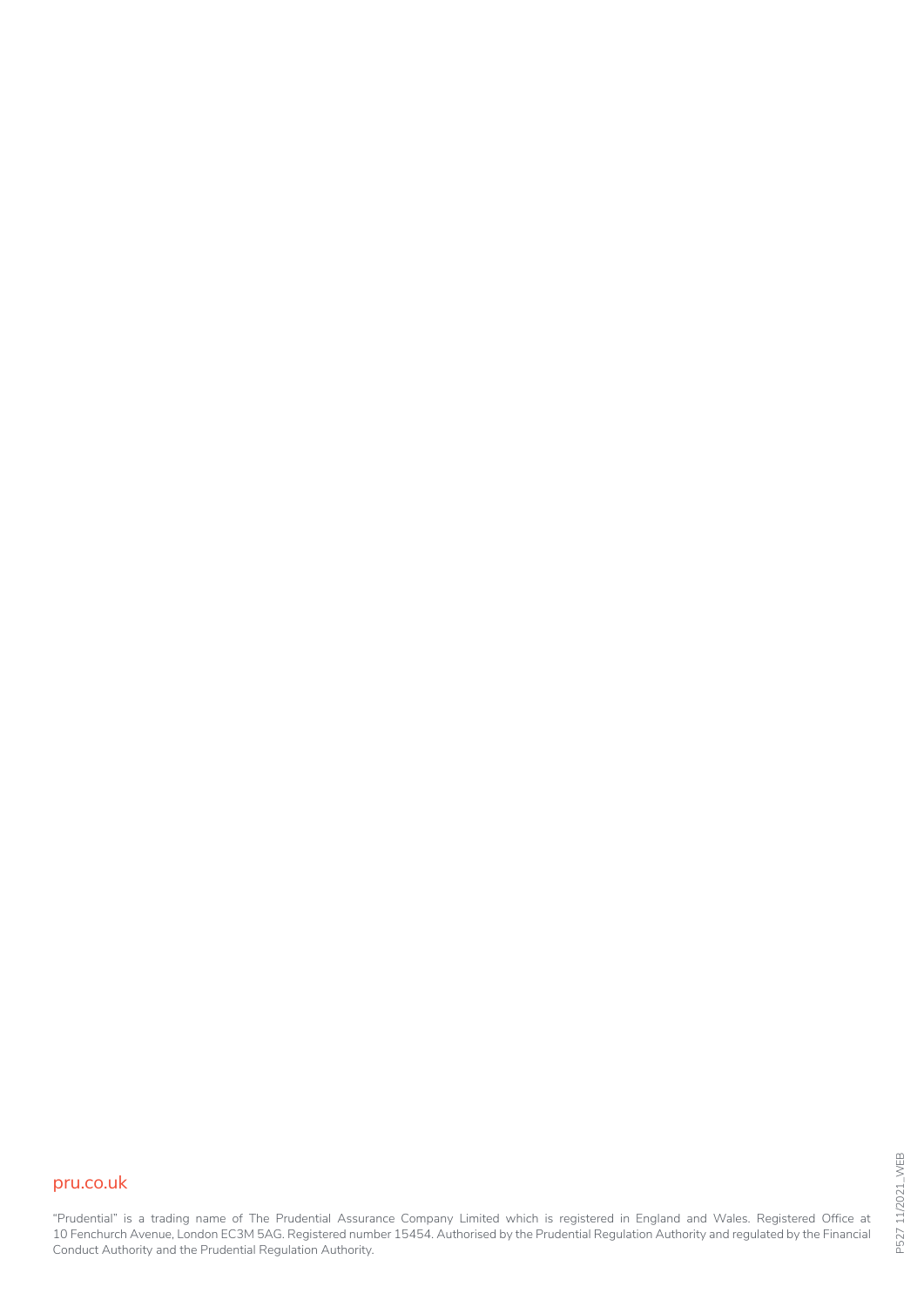pru.co.uk

"Prudential" is a trading name of The Prudential Assurance Company Limited which is registered in England and Wales. Registered Office at 10 Fenchurch Avenue, London EC3M 5AG. Registered number 15454. Authorised by the Prudential Regulation Authority and regulated by the Financial Conduct Authority and the Prudential Regulation Authority.

P527 11/2021_WEB